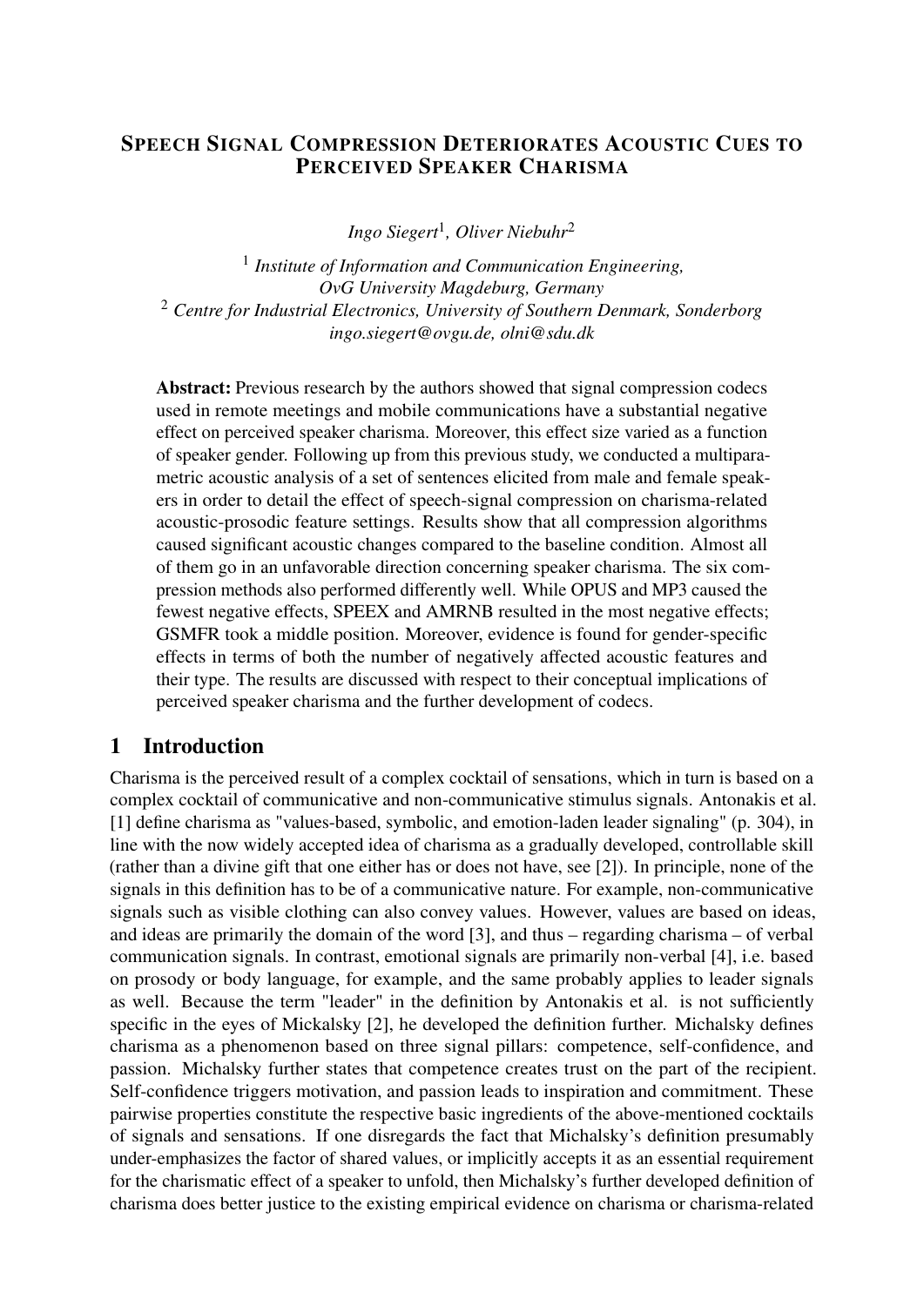# Speech Signal Compression Deteriorates Acoustic Cues to Perceived Speaker Charisma

*Ingo Siegert*[1], *Oliver Niebuhr*[2]

[1] *Institute of Information and Communication Engineering, OvG University Magdeburg, Germany*
[2] *Centre for Industrial Electronics, University of Southern Denmark, Sonderborg*
*ingo.siegert@ovgu.de, olni@sdu.dk*

**Abstract:** Previous research by the authors showed that signal compression codecs used in remote meetings and mobile communications have a substantial negative effect on perceived speaker charisma. Moreover, this effect size varied as a function of speaker gender. Following up from this previous study, we conducted a multiparametric acoustic analysis of a set of sentences elicited from male and female speakers in order to detail the effect of speech-signal compression on charisma-related acoustic-prosodic feature settings. Results show that all compression algorithms caused significant acoustic changes compared to the baseline condition. Almost all of them go in an unfavorable direction concerning speaker charisma. The six compression methods also performed differently well. While OPUS and MP3 caused the fewest negative effects, SPEEX and AMRNB resulted in the most negative effects; GSMFR took a middle position. Moreover, evidence is found for gender-specific effects in terms of both the number of negatively affected acoustic features and their type. The results are discussed with respect to their conceptual implications of perceived speaker charisma and the further development of codecs.

## 1 Introduction

Charisma is the perceived result of a complex cocktail of sensations, which in turn is based on a complex cocktail of communicative and non-communicative stimulus signals. Antonakis et al. [1] define charisma as "values-based, symbolic, and emotion-laden leader signaling" (p. 304), in line with the now widely accepted idea of charisma as a gradually developed, controllable skill (rather than a divine gift that one either has or does not have, see [2]). In principle, none of the signals in this definition has to be of a communicative nature. For example, non-communicative signals such as visible clothing can also convey values. However, values are based on ideas, and ideas are primarily the domain of the word [3], and thus – regarding charisma – of verbal communication signals. In contrast, emotional signals are primarily non-verbal [4], i.e. based on prosody or body language, for example, and the same probably applies to leader signals as well. Because the term "leader" in the definition by Antonakis et al. is not sufficiently specific in the eyes of Mickalsky [2], he developed the definition further. Michalsky defines charisma as a phenomenon based on three signal pillars: competence, self-confidence, and passion. Michalsky further states that competence creates trust on the part of the recipient. Self-confidence triggers motivation, and passion leads to inspiration and commitment. These pairwise properties constitute the respective basic ingredients of the above-mentioned cocktails of signals and sensations. If one disregards the fact that Michalsky's definition presumably under-emphasizes the factor of shared values, or implicitly accepts it as an essential requirement for the charismatic effect of a speaker to unfold, then Michalsky's further developed definition of charisma does better justice to the existing empirical evidence on charisma or charisma-related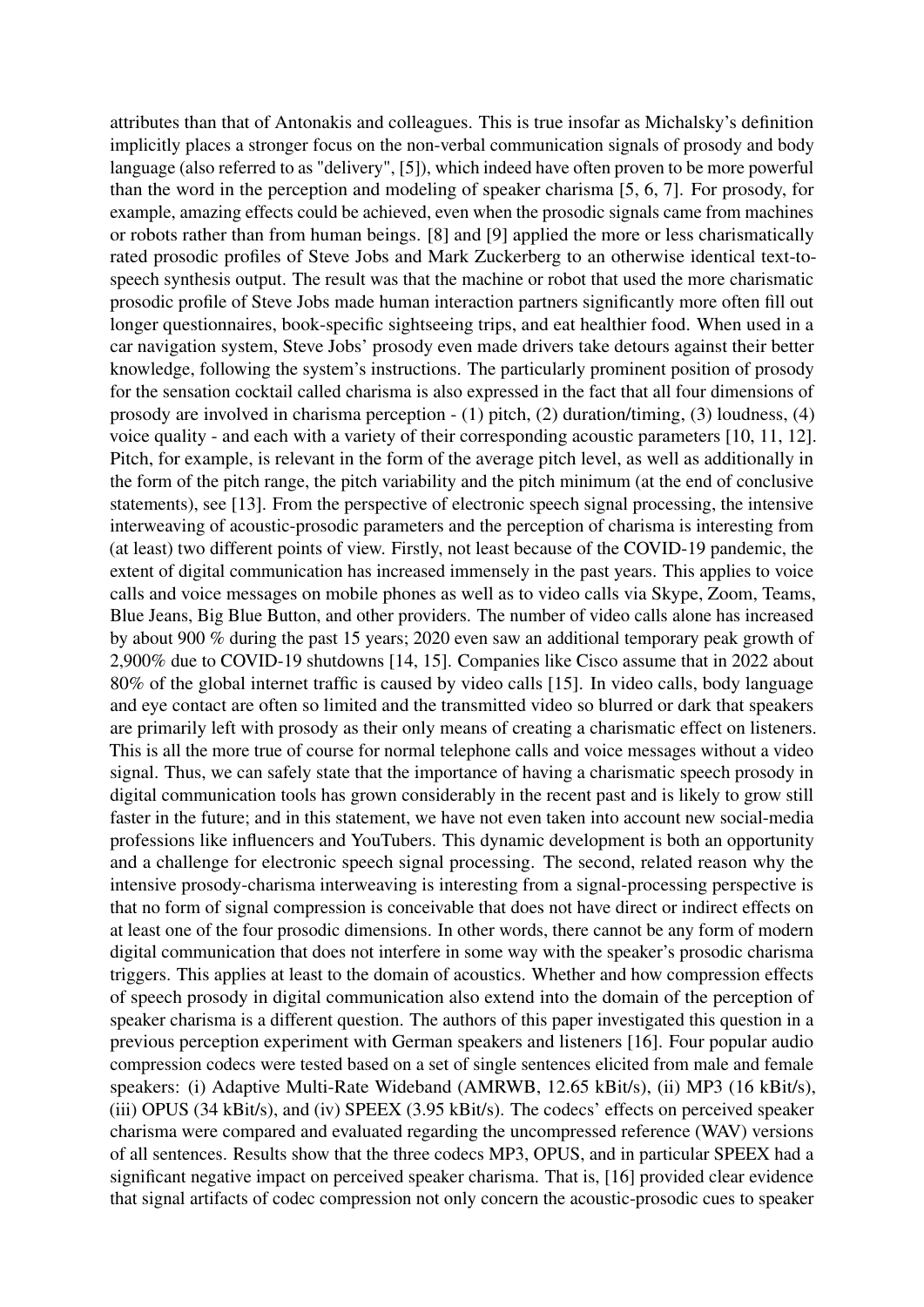attributes than that of Antonakis and colleagues. This is true insofar as Michalsky's definition implicitly places a stronger focus on the non-verbal communication signals of prosody and body language (also referred to as "delivery", [5]), which indeed have often proven to be more powerful than the word in the perception and modeling of speaker charisma [5, 6, 7]. For prosody, for example, amazing effects could be achieved, even when the prosodic signals came from machines or robots rather than from human beings. [8] and [9] applied the more or less charismatically rated prosodic profiles of Steve Jobs and Mark Zuckerberg to an otherwise identical text-to-speech synthesis output. The result was that the machine or robot that used the more charismatic prosodic profile of Steve Jobs made human interaction partners significantly more often fill out longer questionnaires, book-specific sightseeing trips, and eat healthier food. When used in a car navigation system, Steve Jobs' prosody even made drivers take detours against their better knowledge, following the system's instructions. The particularly prominent position of prosody for the sensation cocktail called charisma is also expressed in the fact that all four dimensions of prosody are involved in charisma perception - (1) pitch, (2) duration/timing, (3) loudness, (4) voice quality - and each with a variety of their corresponding acoustic parameters [10, 11, 12]. Pitch, for example, is relevant in the form of the average pitch level, as well as additionally in the form of the pitch range, the pitch variability and the pitch minimum (at the end of conclusive statements), see [13]. From the perspective of electronic speech signal processing, the intensive interweaving of acoustic-prosodic parameters and the perception of charisma is interesting from (at least) two different points of view. Firstly, not least because of the COVID-19 pandemic, the extent of digital communication has increased immensely in the past years. This applies to voice calls and voice messages on mobile phones as well as to video calls via Skype, Zoom, Teams, Blue Jeans, Big Blue Button, and other providers. The number of video calls alone has increased by about 900 % during the past 15 years; 2020 even saw an additional temporary peak growth of 2,900% due to COVID-19 shutdowns [14, 15]. Companies like Cisco assume that in 2022 about 80% of the global internet traffic is caused by video calls [15]. In video calls, body language and eye contact are often so limited and the transmitted video so blurred or dark that speakers are primarily left with prosody as their only means of creating a charismatic effect on listeners. This is all the more true of course for normal telephone calls and voice messages without a video signal. Thus, we can safely state that the importance of having a charismatic speech prosody in digital communication tools has grown considerably in the recent past and is likely to grow still faster in the future; and in this statement, we have not even taken into account new social-media professions like influencers and YouTubers. This dynamic development is both an opportunity and a challenge for electronic speech signal processing. The second, related reason why the intensive prosody-charisma interweaving is interesting from a signal-processing perspective is that no form of signal compression is conceivable that does not have direct or indirect effects on at least one of the four prosodic dimensions. In other words, there cannot be any form of modern digital communication that does not interfere in some way with the speaker's prosodic charisma triggers. This applies at least to the domain of acoustics. Whether and how compression effects of speech prosody in digital communication also extend into the domain of the perception of speaker charisma is a different question. The authors of this paper investigated this question in a previous perception experiment with German speakers and listeners [16]. Four popular audio compression codecs were tested based on a set of single sentences elicited from male and female speakers: (i) Adaptive Multi-Rate Wideband (AMRWB, 12.65 kBit/s), (ii) MP3 (16 kBit/s), (iii) OPUS (34 kBit/s), and (iv) SPEEX (3.95 kBit/s). The codecs' effects on perceived speaker charisma were compared and evaluated regarding the uncompressed reference (WAV) versions of all sentences. Results show that the three codecs MP3, OPUS, and in particular SPEEX had a significant negative impact on perceived speaker charisma. That is, [16] provided clear evidence that signal artifacts of codec compression not only concern the acoustic-prosodic cues to speaker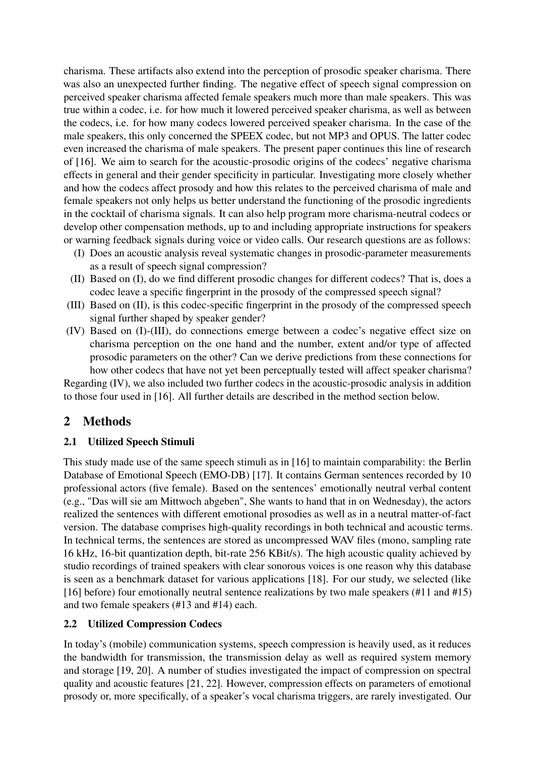charisma. These artifacts also extend into the perception of prosodic speaker charisma. There was also an unexpected further finding. The negative effect of speech signal compression on perceived speaker charisma affected female speakers much more than male speakers. This was true within a codec, i.e. for how much it lowered perceived speaker charisma, as well as between the codecs, i.e. for how many codecs lowered perceived speaker charisma. In the case of the male speakers, this only concerned the SPEEX codec, but not MP3 and OPUS. The latter codec even increased the charisma of male speakers. The present paper continues this line of research of [16]. We aim to search for the acoustic-prosodic origins of the codecs' negative charisma effects in general and their gender specificity in particular. Investigating more closely whether and how the codecs affect prosody and how this relates to the perceived charisma of male and female speakers not only helps us better understand the functioning of the prosodic ingredients in the cocktail of charisma signals. It can also help program more charisma-neutral codecs or develop other compensation methods, up to and including appropriate instructions for speakers or warning feedback signals during voice or video calls. Our research questions are as follows:

(I) Does an acoustic analysis reveal systematic changes in prosodic-parameter measurements as a result of speech signal compression?

(II) Based on (I), do we find different prosodic changes for different codecs? That is, does a codec leave a specific fingerprint in the prosody of the compressed speech signal?

(III) Based on (II), is this codec-specific fingerprint in the prosody of the compressed speech signal further shaped by speaker gender?

(IV) Based on (I)-(III), do connections emerge between a codec's negative effect size on charisma perception on the one hand and the number, extent and/or type of affected prosodic parameters on the other? Can we derive predictions from these connections for how other codecs that have not yet been perceptually tested will affect speaker charisma?

Regarding (IV), we also included two further codecs in the acoustic-prosodic analysis in addition to those four used in [16]. All further details are described in the method section below.

## 2 Methods

### 2.1 Utilized Speech Stimuli

This study made use of the same speech stimuli as in [16] to maintain comparability: the Berlin Database of Emotional Speech (EMO-DB) [17]. It contains German sentences recorded by 10 professional actors (five female). Based on the sentences' emotionally neutral verbal content (e.g., "Das will sie am Mittwoch abgeben", She wants to hand that in on Wednesday), the actors realized the sentences with different emotional prosodies as well as in a neutral matter-of-fact version. The database comprises high-quality recordings in both technical and acoustic terms. In technical terms, the sentences are stored as uncompressed WAV files (mono, sampling rate 16 kHz, 16-bit quantization depth, bit-rate 256 KBit/s). The high acoustic quality achieved by studio recordings of trained speakers with clear sonorous voices is one reason why this database is seen as a benchmark dataset for various applications [18]. For our study, we selected (like [16] before) four emotionally neutral sentence realizations by two male speakers (#11 and #15) and two female speakers (#13 and #14) each.

### 2.2 Utilized Compression Codecs

In today's (mobile) communication systems, speech compression is heavily used, as it reduces the bandwidth for transmission, the transmission delay as well as required system memory and storage [19, 20]. A number of studies investigated the impact of compression on spectral quality and acoustic features [21, 22]. However, compression effects on parameters of emotional prosody or, more specifically, of a speaker's vocal charisma triggers, are rarely investigated. Our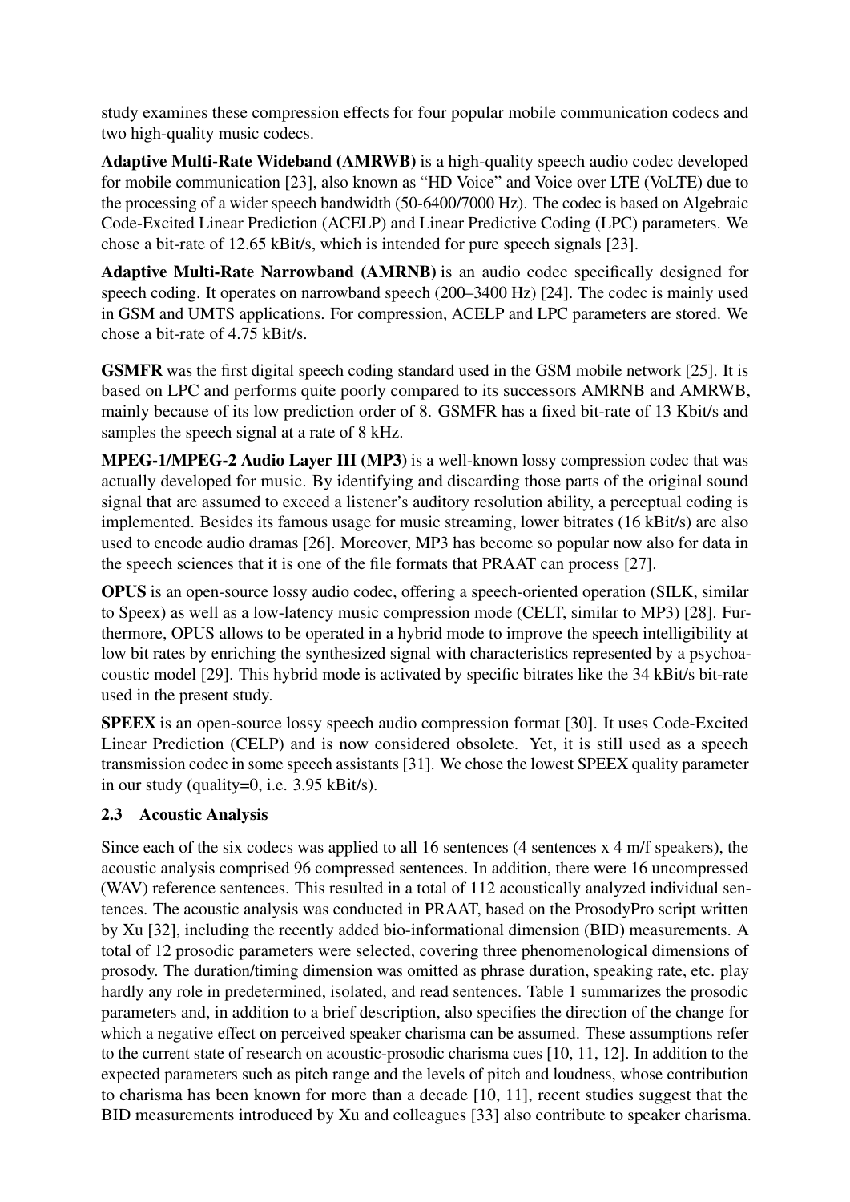study examines these compression effects for four popular mobile communication codecs and two high-quality music codecs.

**Adaptive Multi-Rate Wideband (AMRWB)** is a high-quality speech audio codec developed for mobile communication [23], also known as "HD Voice" and Voice over LTE (VoLTE) due to the processing of a wider speech bandwidth (50-6400/7000 Hz). The codec is based on Algebraic Code-Excited Linear Prediction (ACELP) and Linear Predictive Coding (LPC) parameters. We chose a bit-rate of 12.65 kBit/s, which is intended for pure speech signals [23].

**Adaptive Multi-Rate Narrowband (AMRNB)** is an audio codec specifically designed for speech coding. It operates on narrowband speech (200–3400 Hz) [24]. The codec is mainly used in GSM and UMTS applications. For compression, ACELP and LPC parameters are stored. We chose a bit-rate of 4.75 kBit/s.

**GSMFR** was the first digital speech coding standard used in the GSM mobile network [25]. It is based on LPC and performs quite poorly compared to its successors AMRNB and AMRWB, mainly because of its low prediction order of 8. GSMFR has a fixed bit-rate of 13 Kbit/s and samples the speech signal at a rate of 8 kHz.

**MPEG-1/MPEG-2 Audio Layer III (MP3)** is a well-known lossy compression codec that was actually developed for music. By identifying and discarding those parts of the original sound signal that are assumed to exceed a listener's auditory resolution ability, a perceptual coding is implemented. Besides its famous usage for music streaming, lower bitrates (16 kBit/s) are also used to encode audio dramas [26]. Moreover, MP3 has become so popular now also for data in the speech sciences that it is one of the file formats that PRAAT can process [27].

**OPUS** is an open-source lossy audio codec, offering a speech-oriented operation (SILK, similar to Speex) as well as a low-latency music compression mode (CELT, similar to MP3) [28]. Furthermore, OPUS allows to be operated in a hybrid mode to improve the speech intelligibility at low bit rates by enriching the synthesized signal with characteristics represented by a psychoacoustic model [29]. This hybrid mode is activated by specific bitrates like the 34 kBit/s bit-rate used in the present study.

**SPEEX** is an open-source lossy speech audio compression format [30]. It uses Code-Excited Linear Prediction (CELP) and is now considered obsolete. Yet, it is still used as a speech transmission codec in some speech assistants [31]. We chose the lowest SPEEX quality parameter in our study (quality=0, i.e. 3.95 kBit/s).

### 2.3 Acoustic Analysis

Since each of the six codecs was applied to all 16 sentences (4 sentences x 4 m/f speakers), the acoustic analysis comprised 96 compressed sentences. In addition, there were 16 uncompressed (WAV) reference sentences. This resulted in a total of 112 acoustically analyzed individual sentences. The acoustic analysis was conducted in PRAAT, based on the ProsodyPro script written by Xu [32], including the recently added bio-informational dimension (BID) measurements. A total of 12 prosodic parameters were selected, covering three phenomenological dimensions of prosody. The duration/timing dimension was omitted as phrase duration, speaking rate, etc. play hardly any role in predetermined, isolated, and read sentences. Table 1 summarizes the prosodic parameters and, in addition to a brief description, also specifies the direction of the change for which a negative effect on perceived speaker charisma can be assumed. These assumptions refer to the current state of research on acoustic-prosodic charisma cues [10, 11, 12]. In addition to the expected parameters such as pitch range and the levels of pitch and loudness, whose contribution to charisma has been known for more than a decade [10, 11], recent studies suggest that the BID measurements introduced by Xu and colleagues [33] also contribute to speaker charisma.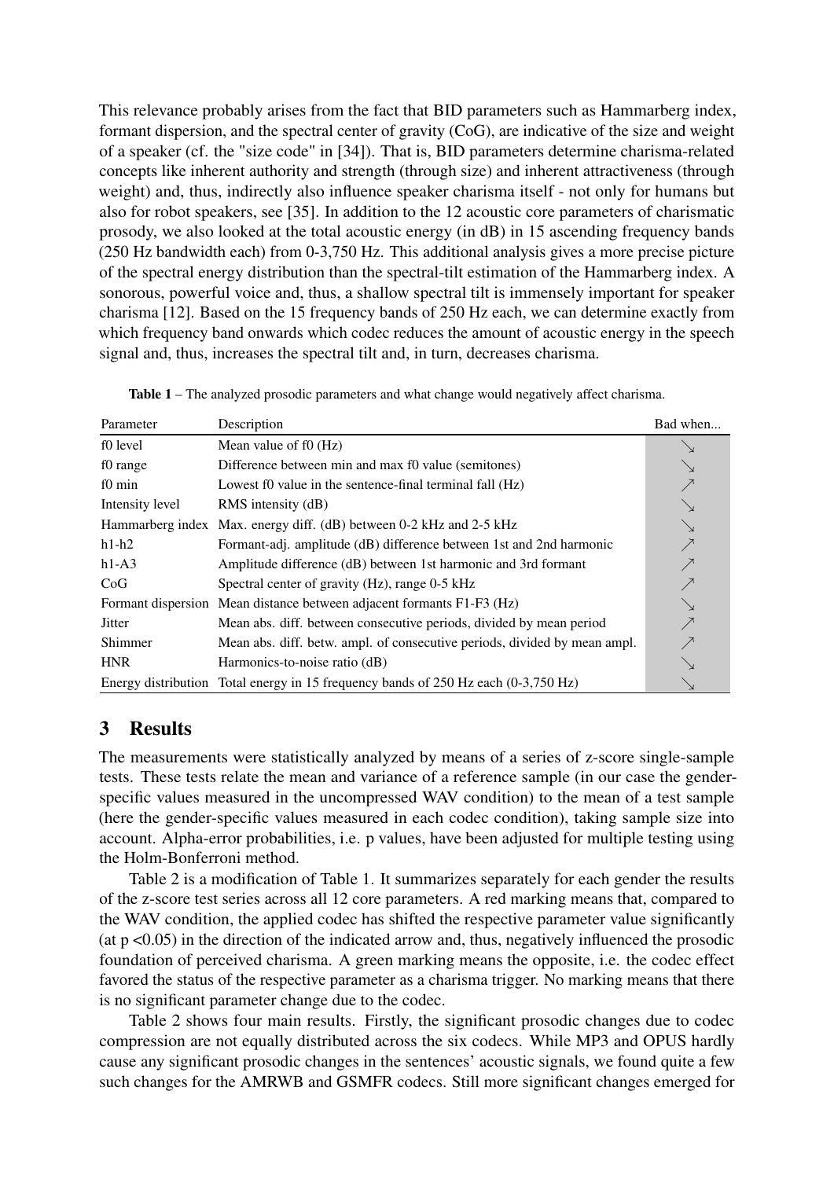This relevance probably arises from the fact that BID parameters such as Hammarberg index, formant dispersion, and the spectral center of gravity (CoG), are indicative of the size and weight of a speaker (cf. the "size code" in [34]). That is, BID parameters determine charisma-related concepts like inherent authority and strength (through size) and inherent attractiveness (through weight) and, thus, indirectly also influence speaker charisma itself - not only for humans but also for robot speakers, see [35]. In addition to the 12 acoustic core parameters of charismatic prosody, we also looked at the total acoustic energy (in dB) in 15 ascending frequency bands (250 Hz bandwidth each) from 0-3,750 Hz. This additional analysis gives a more precise picture of the spectral energy distribution than the spectral-tilt estimation of the Hammarberg index. A sonorous, powerful voice and, thus, a shallow spectral tilt is immensely important for speaker charisma [12]. Based on the 15 frequency bands of 250 Hz each, we can determine exactly from which frequency band onwards which codec reduces the amount of acoustic energy in the speech signal and, thus, increases the spectral tilt and, in turn, decreases charisma.

**Table 1** – The analyzed prosodic parameters and what change would negatively affect charisma.

| Parameter | Description | Bad when... |
|---|---|---|
| f0 level | Mean value of f0 (Hz) | ↘ |
| f0 range | Difference between min and max f0 value (semitones) | ↘ |
| f0 min | Lowest f0 value in the sentence-final terminal fall (Hz) | ↗ |
| Intensity level | RMS intensity (dB) | ↘ |
| Hammarberg index | Max. energy diff. (dB) between 0-2 kHz and 2-5 kHz | ↘ |
| h1-h2 | Formant-adj. amplitude (dB) difference between 1st and 2nd harmonic | ↗ |
| h1-A3 | Amplitude difference (dB) between 1st harmonic and 3rd formant | ↗ |
| CoG | Spectral center of gravity (Hz), range 0-5 kHz | ↗ |
| Formant dispersion | Mean distance between adjacent formants F1-F3 (Hz) | ↘ |
| Jitter | Mean abs. diff. between consecutive periods, divided by mean period | ↗ |
| Shimmer | Mean abs. diff. betw. ampl. of consecutive periods, divided by mean ampl. | ↗ |
| HNR | Harmonics-to-noise ratio (dB) | ↘ |
| Energy distribution | Total energy in 15 frequency bands of 250 Hz each (0-3,750 Hz) | ↘ |

## 3 Results

The measurements were statistically analyzed by means of a series of z-score single-sample tests. These tests relate the mean and variance of a reference sample (in our case the gender-specific values measured in the uncompressed WAV condition) to the mean of a test sample (here the gender-specific values measured in each codec condition), taking sample size into account. Alpha-error probabilities, i.e. p values, have been adjusted for multiple testing using the Holm-Bonferroni method.

Table 2 is a modification of Table 1. It summarizes separately for each gender the results of the z-score test series across all 12 core parameters. A red marking means that, compared to the WAV condition, the applied codec has shifted the respective parameter value significantly (at $p < 0.05$) in the direction of the indicated arrow and, thus, negatively influenced the prosodic foundation of perceived charisma. A green marking means the opposite, i.e. the codec effect favored the status of the respective parameter as a charisma trigger. No marking means that there is no significant parameter change due to the codec.

Table 2 shows four main results. Firstly, the significant prosodic changes due to codec compression are not equally distributed across the six codecs. While MP3 and OPUS hardly cause any significant prosodic changes in the sentences' acoustic signals, we found quite a few such changes for the AMRWB and GSMFR codecs. Still more significant changes emerged for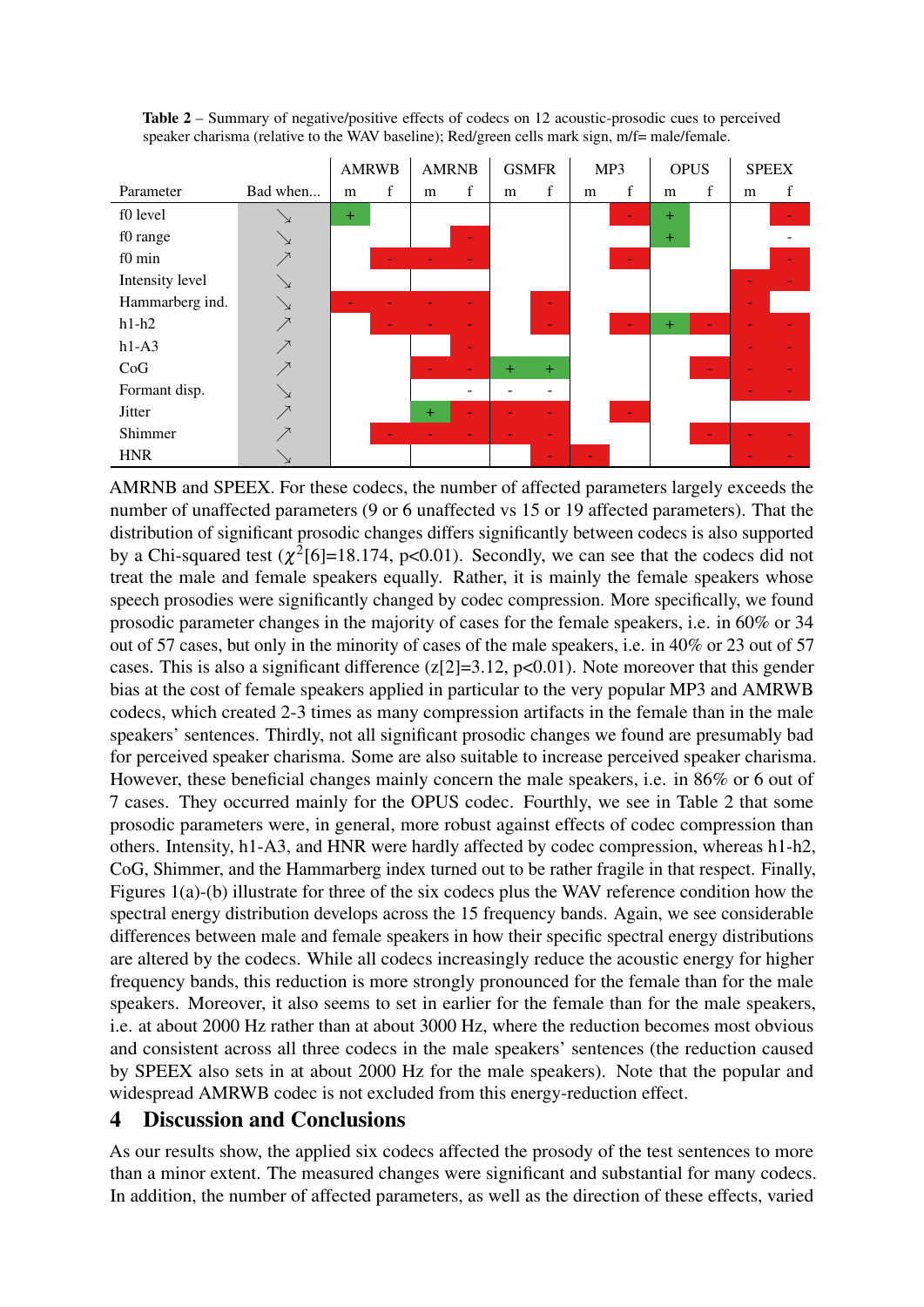**Table 2** – Summary of negative/positive effects of codecs on 12 acoustic-prosodic cues to perceived speaker charisma (relative to the WAV baseline); Red/green cells mark sign, m/f= male/female.

| | | AMRWB | | AMRNB | | GSMFR | | MP3 | | OPUS | | SPEEX | |
|---|---|---|---|---|---|---|---|---|---|---|---|---|---|
| Parameter | Bad when... | m | f | m | f | m | f | m | f | m | f | m | f |
| f0 level | ↘ | + | | | | | | | - | + | | | - |
| f0 range | ↘ | | | | - | | | | | + | | | - |
| f0 min | ↗ | | - | - | - | | | | - | | | | - |
| Intensity level | ↘ | | | | | | | | | | | - | - |
| Hammarberg ind. | ↘ | - | - | - | - | | - | | | | | - | |
| h1-h2 | ↗ | | - | - | - | | - | | - | + | - | - | - |
| h1-A3 | ↗ | | | | - | | | | | | | - | - |
| CoG | ↗ | | | - | - | + | + | | | | - | - | - |
| Formant disp. | ↘ | | | | - | - | - | | | | | - | - |
| Jitter | ↗ | | | + | - | - | - | | - | | | | |
| Shimmer | ↗ | | - | - | - | - | - | | | | - | - | - |
| HNR | ↘ | | | | | | - | - | | | | - | - |

AMRNB and SPEEX. For these codecs, the number of affected parameters largely exceeds the number of unaffected parameters (9 or 6 unaffected vs 15 or 19 affected parameters). That the distribution of significant prosodic changes differs significantly between codecs is also supported by a Chi-squared test ($\chi^2[6]=18.174$, $p<0.01$). Secondly, we can see that the codecs did not treat the male and female speakers equally. Rather, it is mainly the female speakers whose speech prosodies were significantly changed by codec compression. More specifically, we found prosodic parameter changes in the majority of cases for the female speakers, i.e. in 60% or 34 out of 57 cases, but only in the minority of cases of the male speakers, i.e. in 40% or 23 out of 57 cases. This is also a significant difference ($z[2]=3.12$, $p<0.01$). Note moreover that this gender bias at the cost of female speakers applied in particular to the very popular MP3 and AMRWB codecs, which created 2-3 times as many compression artifacts in the female than in the male speakers' sentences. Thirdly, not all significant prosodic changes we found are presumably bad for perceived speaker charisma. Some are also suitable to increase perceived speaker charisma. However, these beneficial changes mainly concern the male speakers, i.e. in 86% or 6 out of 7 cases. They occurred mainly for the OPUS codec. Fourthly, we see in Table 2 that some prosodic parameters were, in general, more robust against effects of codec compression than others. Intensity, h1-A3, and HNR were hardly affected by codec compression, whereas h1-h2, CoG, Shimmer, and the Hammarberg index turned out to be rather fragile in that respect. Finally, Figures 1(a)-(b) illustrate for three of the six codecs plus the WAV reference condition how the spectral energy distribution develops across the 15 frequency bands. Again, we see considerable differences between male and female speakers in how their specific spectral energy distributions are altered by the codecs. While all codecs increasingly reduce the acoustic energy for higher frequency bands, this reduction is more strongly pronounced for the female than for the male speakers. Moreover, it also seems to set in earlier for the female than for the male speakers, i.e. at about 2000 Hz rather than at about 3000 Hz, where the reduction becomes most obvious and consistent across all three codecs in the male speakers' sentences (the reduction caused by SPEEX also sets in at about 2000 Hz for the male speakers). Note that the popular and widespread AMRWB codec is not excluded from this energy-reduction effect.

# 4 Discussion and Conclusions

As our results show, the applied six codecs affected the prosody of the test sentences to more than a minor extent. The measured changes were significant and substantial for many codecs. In addition, the number of affected parameters, as well as the direction of these effects, varied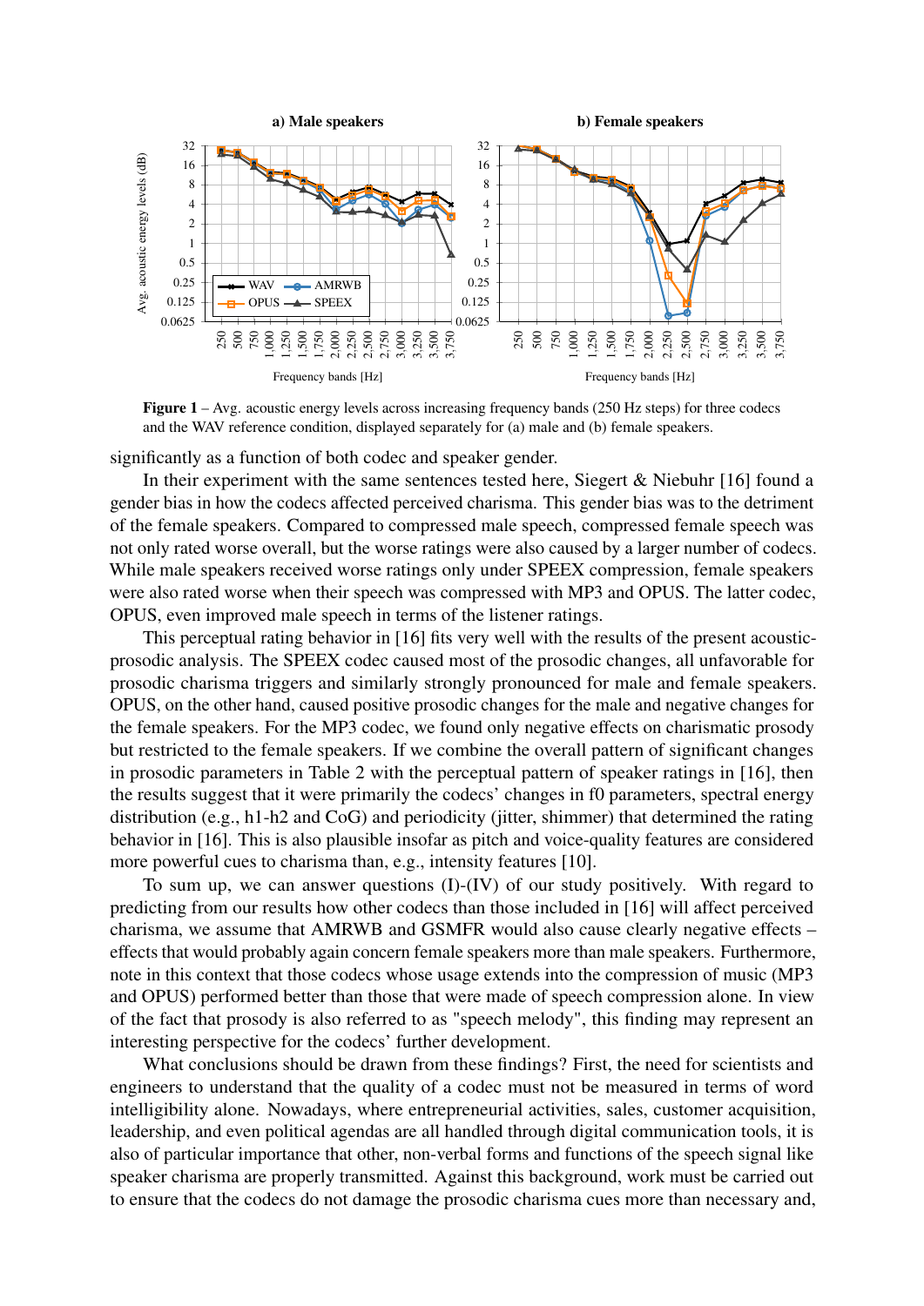**Figure 1** – Avg. acoustic energy levels across increasing frequency bands (250 Hz steps) for three codecs and the WAV reference condition, displayed separately for (a) male and (b) female speakers.

significantly as a function of both codec and speaker gender.

In their experiment with the same sentences tested here, Siegert & Niebuhr [16] found a gender bias in how the codecs affected perceived charisma. This gender bias was to the detriment of the female speakers. Compared to compressed male speech, compressed female speech was not only rated worse overall, but the worse ratings were also caused by a larger number of codecs. While male speakers received worse ratings only under SPEEX compression, female speakers were also rated worse when their speech was compressed with MP3 and OPUS. The latter codec, OPUS, even improved male speech in terms of the listener ratings.

This perceptual rating behavior in [16] fits very well with the results of the present acoustic-prosodic analysis. The SPEEX codec caused most of the prosodic changes, all unfavorable for prosodic charisma triggers and similarly strongly pronounced for male and female speakers. OPUS, on the other hand, caused positive prosodic changes for the male and negative changes for the female speakers. For the MP3 codec, we found only negative effects on charismatic prosody but restricted to the female speakers. If we combine the overall pattern of significant changes in prosodic parameters in Table 2 with the perceptual pattern of speaker ratings in [16], then the results suggest that it were primarily the codecs' changes in f0 parameters, spectral energy distribution (e.g., h1-h2 and CoG) and periodicity (jitter, shimmer) that determined the rating behavior in [16]. This is also plausible insofar as pitch and voice-quality features are considered more powerful cues to charisma than, e.g., intensity features [10].

To sum up, we can answer questions (I)-(IV) of our study positively. With regard to predicting from our results how other codecs than those included in [16] will affect perceived charisma, we assume that AMRWB and GSMFR would also cause clearly negative effects – effects that would probably again concern female speakers more than male speakers. Furthermore, note in this context that those codecs whose usage extends into the compression of music (MP3 and OPUS) performed better than those that were made of speech compression alone. In view of the fact that prosody is also referred to as "speech melody", this finding may represent an interesting perspective for the codecs' further development.

What conclusions should be drawn from these findings? First, the need for scientists and engineers to understand that the quality of a codec must not be measured in terms of word intelligibility alone. Nowadays, where entrepreneurial activities, sales, customer acquisition, leadership, and even political agendas are all handled through digital communication tools, it is also of particular importance that other, non-verbal forms and functions of the speech signal like speaker charisma are properly transmitted. Against this background, work must be carried out to ensure that the codecs do not damage the prosodic charisma cues more than necessary and,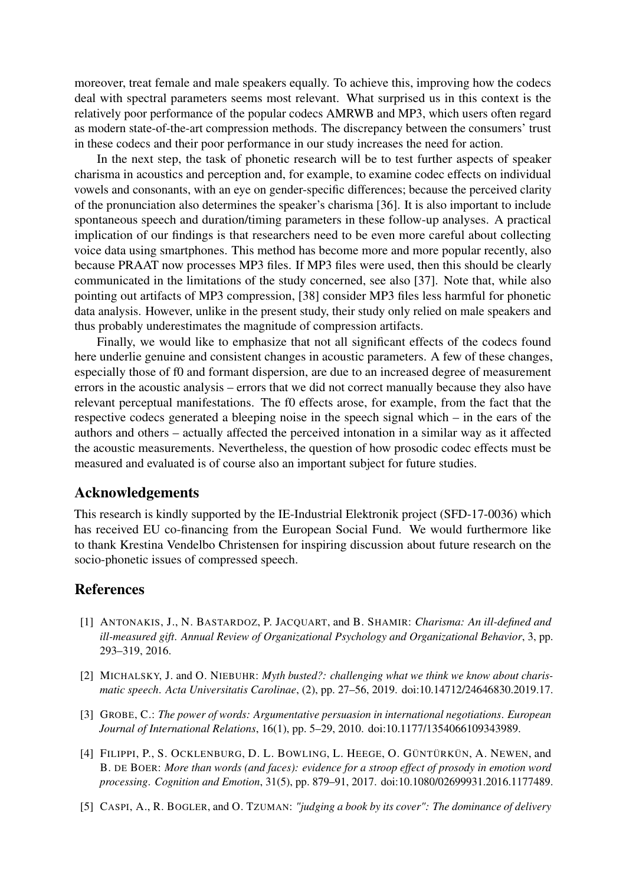moreover, treat female and male speakers equally. To achieve this, improving how the codecs deal with spectral parameters seems most relevant. What surprised us in this context is the relatively poor performance of the popular codecs AMRWB and MP3, which users often regard as modern state-of-the-art compression methods. The discrepancy between the consumers' trust in these codecs and their poor performance in our study increases the need for action.

In the next step, the task of phonetic research will be to test further aspects of speaker charisma in acoustics and perception and, for example, to examine codec effects on individual vowels and consonants, with an eye on gender-specific differences; because the perceived clarity of the pronunciation also determines the speaker's charisma [36]. It is also important to include spontaneous speech and duration/timing parameters in these follow-up analyses. A practical implication of our findings is that researchers need to be even more careful about collecting voice data using smartphones. This method has become more and more popular recently, also because PRAAT now processes MP3 files. If MP3 files were used, then this should be clearly communicated in the limitations of the study concerned, see also [37]. Note that, while also pointing out artifacts of MP3 compression, [38] consider MP3 files less harmful for phonetic data analysis. However, unlike in the present study, their study only relied on male speakers and thus probably underestimates the magnitude of compression artifacts.

Finally, we would like to emphasize that not all significant effects of the codecs found here underlie genuine and consistent changes in acoustic parameters. A few of these changes, especially those of f0 and formant dispersion, are due to an increased degree of measurement errors in the acoustic analysis – errors that we did not correct manually because they also have relevant perceptual manifestations. The f0 effects arose, for example, from the fact that the respective codecs generated a bleeping noise in the speech signal which – in the ears of the authors and others – actually affected the perceived intonation in a similar way as it affected the acoustic measurements. Nevertheless, the question of how prosodic codec effects must be measured and evaluated is of course also an important subject for future studies.

## Acknowledgements

This research is kindly supported by the IE-Industrial Elektronik project (SFD-17-0036) which has received EU co-financing from the European Social Fund. We would furthermore like to thank Krestina Vendelbo Christensen for inspiring discussion about future research on the socio-phonetic issues of compressed speech.

## References

[1] ANTONAKIS, J., N. BASTARDOZ, P. JACQUART, and B. SHAMIR: *Charisma: An ill-defined and ill-measured gift*. *Annual Review of Organizational Psychology and Organizational Behavior*, 3, pp. 293–319, 2016.

[2] MICHALSKY, J. and O. NIEBUHR: *Myth busted?: challenging what we think we know about charismatic speech*. *Acta Universitatis Carolinae*, (2), pp. 27–56, 2019. doi:10.14712/24646830.2019.17.

[3] GROBE, C.: *The power of words: Argumentative persuasion in international negotiations*. *European Journal of International Relations*, 16(1), pp. 5–29, 2010. doi:10.1177/1354066109343989.

[4] FILIPPI, P., S. OCKLENBURG, D. L. BOWLING, L. HEEGE, O. GÜNTÜRKÜN, A. NEWEN, and B. DE BOER: *More than words (and faces): evidence for a stroop effect of prosody in emotion word processing*. *Cognition and Emotion*, 31(5), pp. 879–91, 2017. doi:10.1080/02699931.2016.1177489.

[5] CASPI, A., R. BOGLER, and O. TZUMAN: *"judging a book by its cover": The dominance of delivery*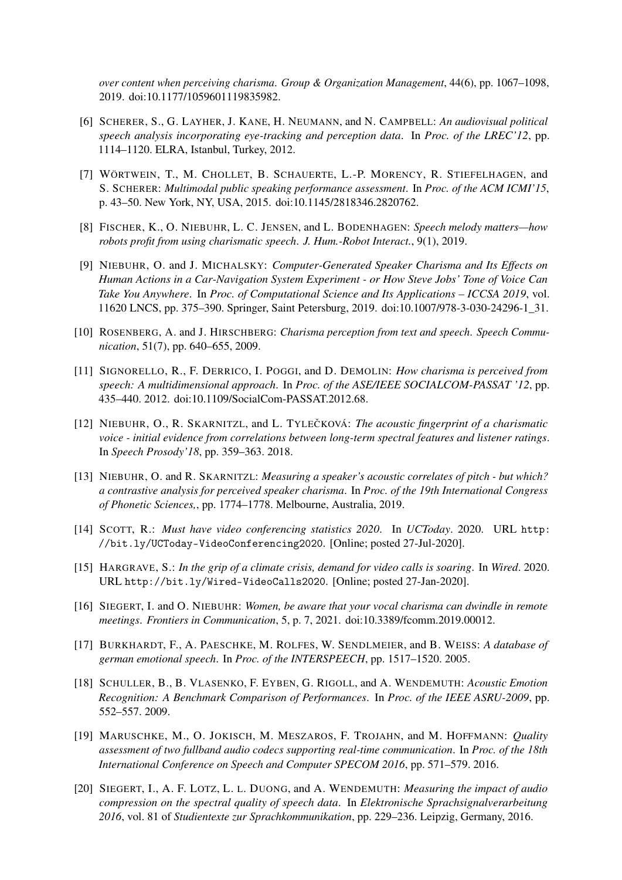*over content when perceiving charisma*. *Group & Organization Management*, 44(6), pp. 1067–1098, 2019. doi:10.1177/1059601119835982.

[6] SCHERER, S., G. LAYHER, J. KANE, H. NEUMANN, and N. CAMPBELL: *An audiovisual political speech analysis incorporating eye-tracking and perception data*. In *Proc. of the LREC'12*, pp. 1114–1120. ELRA, Istanbul, Turkey, 2012.

[7] WÖRTWEIN, T., M. CHOLLET, B. SCHAUERTE, L.-P. MORENCY, R. STIEFELHAGEN, and S. SCHERER: *Multimodal public speaking performance assessment*. In *Proc. of the ACM ICMI'15*, p. 43–50. New York, NY, USA, 2015. doi:10.1145/2818346.2820762.

[8] FISCHER, K., O. NIEBUHR, L. C. JENSEN, and L. BODENHAGEN: *Speech melody matters—how robots profit from using charismatic speech*. *J. Hum.-Robot Interact.*, 9(1), 2019.

[9] NIEBUHR, O. and J. MICHALSKY: *Computer-Generated Speaker Charisma and Its Effects on Human Actions in a Car-Navigation System Experiment - or How Steve Jobs' Tone of Voice Can Take You Anywhere*. In *Proc. of Computational Science and Its Applications – ICCSA 2019*, vol. 11620 LNCS, pp. 375–390. Springer, Saint Petersburg, 2019. doi:10.1007/978-3-030-24296-1_31.

[10] ROSENBERG, A. and J. HIRSCHBERG: *Charisma perception from text and speech*. *Speech Communication*, 51(7), pp. 640–655, 2009.

[11] SIGNORELLO, R., F. DERRICO, I. POGGI, and D. DEMOLIN: *How charisma is perceived from speech: A multidimensional approach*. In *Proc. of the ASE/IEEE SOCIALCOM-PASSAT '12*, pp. 435–440. 2012. doi:10.1109/SocialCom-PASSAT.2012.68.

[12] NIEBUHR, O., R. SKARNITZL, and L. TYLEČKOVÁ: *The acoustic fingerprint of a charismatic voice - initial evidence from correlations between long-term spectral features and listener ratings*. In *Speech Prosody'18*, pp. 359–363. 2018.

[13] NIEBUHR, O. and R. SKARNITZL: *Measuring a speaker's acoustic correlates of pitch - but which? a contrastive analysis for perceived speaker charisma*. In *Proc. of the 19th International Congress of Phonetic Sciences,*, pp. 1774–1778. Melbourne, Australia, 2019.

[14] SCOTT, R.: *Must have video conferencing statistics 2020*. In *UCToday*. 2020. URL `http://bit.ly/UCToday-VideoConferencing2020`. [Online; posted 27-Jul-2020].

[15] HARGRAVE, S.: *In the grip of a climate crisis, demand for video calls is soaring*. In *Wired*. 2020. URL `http://bit.ly/Wired-VideoCalls2020`. [Online; posted 27-Jan-2020].

[16] SIEGERT, I. and O. NIEBUHR: *Women, be aware that your vocal charisma can dwindle in remote meetings*. *Frontiers in Communication*, 5, p. 7, 2021. doi:10.3389/fcomm.2019.00012.

[17] BURKHARDT, F., A. PAESCHKE, M. ROLFES, W. SENDLMEIER, and B. WEISS: *A database of german emotional speech*. In *Proc. of the INTERSPEECH*, pp. 1517–1520. 2005.

[18] SCHULLER, B., B. VLASENKO, F. EYBEN, G. RIGOLL, and A. WENDEMUTH: *Acoustic Emotion Recognition: A Benchmark Comparison of Performances*. In *Proc. of the IEEE ASRU-2009*, pp. 552–557. 2009.

[19] MARUSCHKE, M., O. JOKISCH, M. MESZAROS, F. TROJAHN, and M. HOFFMANN: *Quality assessment of two fullband audio codecs supporting real-time communication*. In *Proc. of the 18th International Conference on Speech and Computer SPECOM 2016*, pp. 571–579. 2016.

[20] SIEGERT, I., A. F. LOTZ, L. L. DUONG, and A. WENDEMUTH: *Measuring the impact of audio compression on the spectral quality of speech data*. In *Elektronische Sprachsignalverarbeitung 2016*, vol. 81 of *Studientexte zur Sprachkommunikation*, pp. 229–236. Leipzig, Germany, 2016.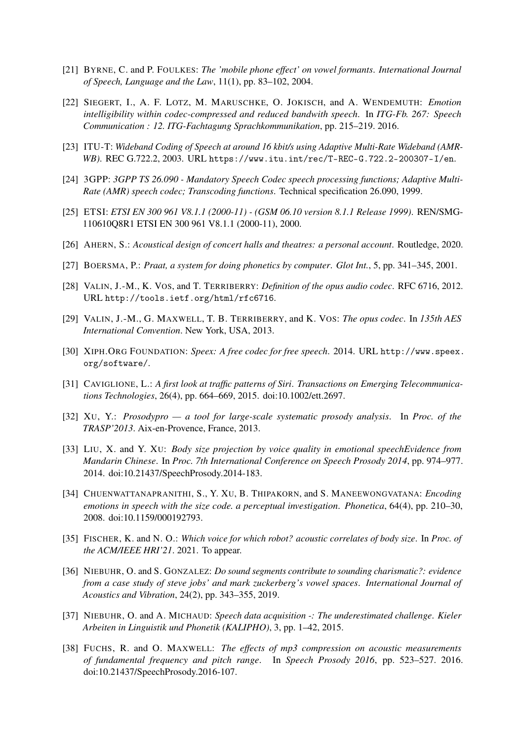[21] Byrne, C. and P. Foulkes: *The 'mobile phone effect' on vowel formants*. *International Journal of Speech, Language and the Law*, 11(1), pp. 83–102, 2004.

[22] Siegert, I., A. F. Lotz, M. Maruschke, O. Jokisch, and A. Wendemuth: *Emotion intelligibility within codec-compressed and reduced bandwith speech*. In *ITG-Fb. 267: Speech Communication : 12. ITG-Fachtagung Sprachkommunikation*, pp. 215–219. 2016.

[23] ITU-T: *Wideband Coding of Speech at around 16 kbit/s using Adaptive Multi-Rate Wideband (AMR-WB)*. REC G.722.2, 2003. URL `https://www.itu.int/rec/T-REC-G.722.2-200307-I/en`.

[24] 3GPP: *3GPP TS 26.090 - Mandatory Speech Codec speech processing functions; Adaptive Multi-Rate (AMR) speech codec; Transcoding functions*. Technical specification 26.090, 1999.

[25] ETSI: *ETSI EN 300 961 V8.1.1 (2000-11) - (GSM 06.10 version 8.1.1 Release 1999)*. REN/SMG-110610Q8R1 ETSI EN 300 961 V8.1.1 (2000-11), 2000.

[26] Ahern, S.: *Acoustical design of concert halls and theatres: a personal account*. Routledge, 2020.

[27] Boersma, P.: *Praat, a system for doing phonetics by computer*. *Glot Int.*, 5, pp. 341–345, 2001.

[28] Valin, J.-M., K. Vos, and T. Terriberry: *Definition of the opus audio codec*. RFC 6716, 2012. URL `http://tools.ietf.org/html/rfc6716`.

[29] Valin, J.-M., G. Maxwell, T. B. Terriberry, and K. Vos: *The opus codec*. In *135th AES International Convention*. New York, USA, 2013.

[30] Xiph.Org Foundation: *Speex: A free codec for free speech*. 2014. URL `http://www.speex.org/software/`.

[31] Caviglione, L.: *A first look at traffic patterns of Siri*. *Transactions on Emerging Telecommunications Technologies*, 26(4), pp. 664–669, 2015. doi:10.1002/ett.2697.

[32] Xu, Y.: *Prosodypro — a tool for large-scale systematic prosody analysis*. In *Proc. of the TRASP'2013*. Aix-en-Provence, France, 2013.

[33] Liu, X. and Y. Xu: *Body size projection by voice quality in emotional speechEvidence from Mandarin Chinese*. In *Proc. 7th International Conference on Speech Prosody 2014*, pp. 974–977. 2014. doi:10.21437/SpeechProsody.2014-183.

[34] Chuenwattanapranithi, S., Y. Xu, B. Thipakorn, and S. Maneewongvatana: *Encoding emotions in speech with the size code. a perceptual investigation*. *Phonetica*, 64(4), pp. 210–30, 2008. doi:10.1159/000192793.

[35] Fischer, K. and N. O.: *Which voice for which robot? acoustic correlates of body size*. In *Proc. of the ACM/IEEE HRI'21*. 2021. To appear.

[36] Niebuhr, O. and S. Gonzalez: *Do sound segments contribute to sounding charismatic?: evidence from a case study of steve jobs' and mark zuckerberg's vowel spaces*. *International Journal of Acoustics and Vibration*, 24(2), pp. 343–355, 2019.

[37] Niebuhr, O. and A. Michaud: *Speech data acquisition -: The underestimated challenge*. *Kieler Arbeiten in Linguistik und Phonetik (KALIPHO)*, 3, pp. 1–42, 2015.

[38] Fuchs, R. and O. Maxwell: *The effects of mp3 compression on acoustic measurements of fundamental frequency and pitch range*. In *Speech Prosody 2016*, pp. 523–527. 2016. doi:10.21437/SpeechProsody.2016-107.